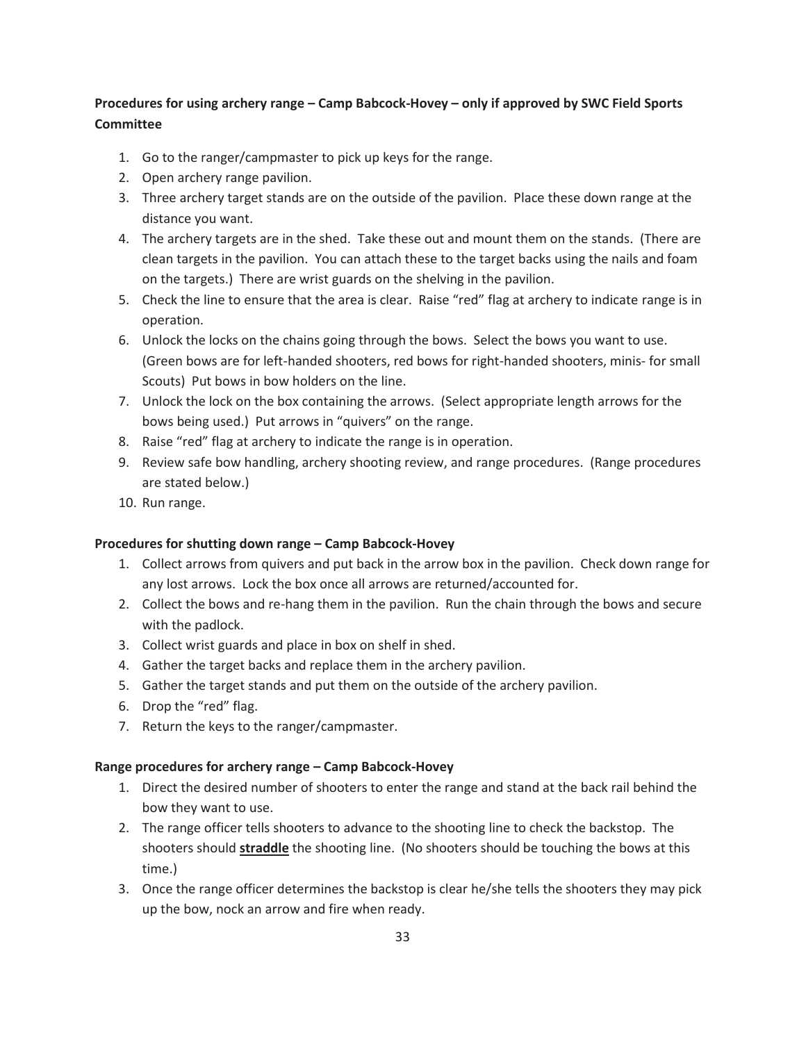**Procedures for using archery range – Camp Babcock-Hovey – only if approved by SWC Field Sports Committee**

1. Go to the ranger/campmaster to pick up keys for the range.
2. Open archery range pavilion.
3. Three archery target stands are on the outside of the pavilion. Place these down range at the distance you want.
4. The archery targets are in the shed. Take these out and mount them on the stands. (There are clean targets in the pavilion. You can attach these to the target backs using the nails and foam on the targets.) There are wrist guards on the shelving in the pavilion.
5. Check the line to ensure that the area is clear. Raise "red" flag at archery to indicate range is in operation.
6. Unlock the locks on the chains going through the bows. Select the bows you want to use. (Green bows are for left-handed shooters, red bows for right-handed shooters, minis- for small Scouts) Put bows in bow holders on the line.
7. Unlock the lock on the box containing the arrows. (Select appropriate length arrows for the bows being used.) Put arrows in "quivers" on the range.
8. Raise "red" flag at archery to indicate the range is in operation.
9. Review safe bow handling, archery shooting review, and range procedures. (Range procedures are stated below.)
10. Run range.

**Procedures for shutting down range – Camp Babcock-Hovey**

1. Collect arrows from quivers and put back in the arrow box in the pavilion. Check down range for any lost arrows. Lock the box once all arrows are returned/accounted for.
2. Collect the bows and re-hang them in the pavilion. Run the chain through the bows and secure with the padlock.
3. Collect wrist guards and place in box on shelf in shed.
4. Gather the target backs and replace them in the archery pavilion.
5. Gather the target stands and put them on the outside of the archery pavilion.
6. Drop the "red" flag.
7. Return the keys to the ranger/campmaster.

**Range procedures for archery range – Camp Babcock-Hovey**

1. Direct the desired number of shooters to enter the range and stand at the back rail behind the bow they want to use.
2. The range officer tells shooters to advance to the shooting line to check the backstop. The shooters should **straddle** the shooting line. (No shooters should be touching the bows at this time.)
3. Once the range officer determines the backstop is clear he/she tells the shooters they may pick up the bow, nock an arrow and fire when ready.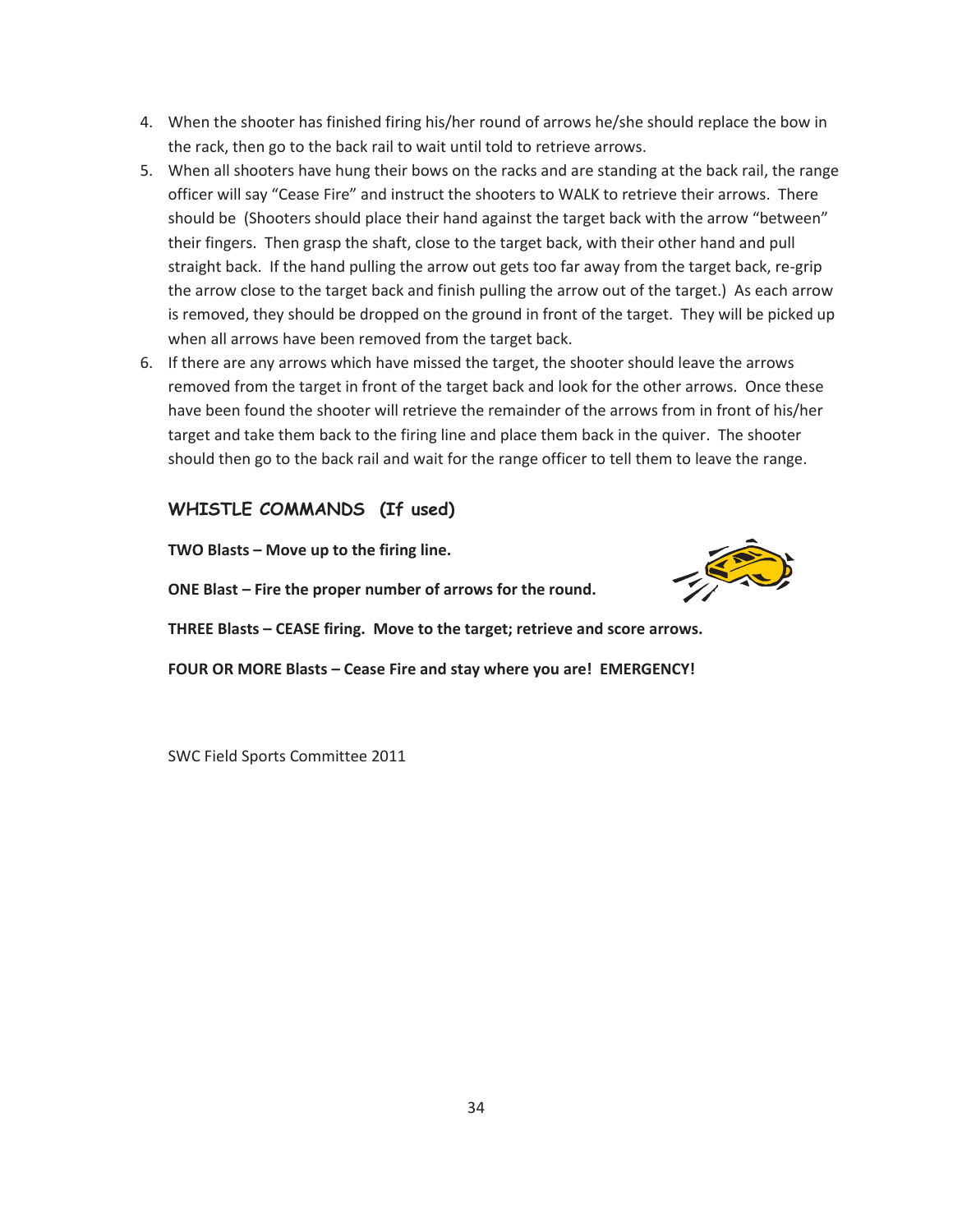4. When the shooter has finished firing his/her round of arrows he/she should replace the bow in the rack, then go to the back rail to wait until told to retrieve arrows.
5. When all shooters have hung their bows on the racks and are standing at the back rail, the range officer will say "Cease Fire" and instruct the shooters to WALK to retrieve their arrows. There should be (Shooters should place their hand against the target back with the arrow "between" their fingers. Then grasp the shaft, close to the target back, with their other hand and pull straight back. If the hand pulling the arrow out gets too far away from the target back, re-grip the arrow close to the target back and finish pulling the arrow out of the target.) As each arrow is removed, they should be dropped on the ground in front of the target. They will be picked up when all arrows have been removed from the target back.
6. If there are any arrows which have missed the target, the shooter should leave the arrows removed from the target in front of the target back and look for the other arrows. Once these have been found the shooter will retrieve the remainder of the arrows from in front of his/her target and take them back to the firing line and place them back in the quiver. The shooter should then go to the back rail and wait for the range officer to tell them to leave the range.

## WHISTLE COMMANDS (If used)

**TWO Blasts – Move up to the firing line.**

**ONE Blast – Fire the proper number of arrows for the round.**

**THREE Blasts – CEASE firing. Move to the target; retrieve and score arrows.**

**FOUR OR MORE Blasts – Cease Fire and stay where you are! EMERGENCY!**

SWC Field Sports Committee 2011